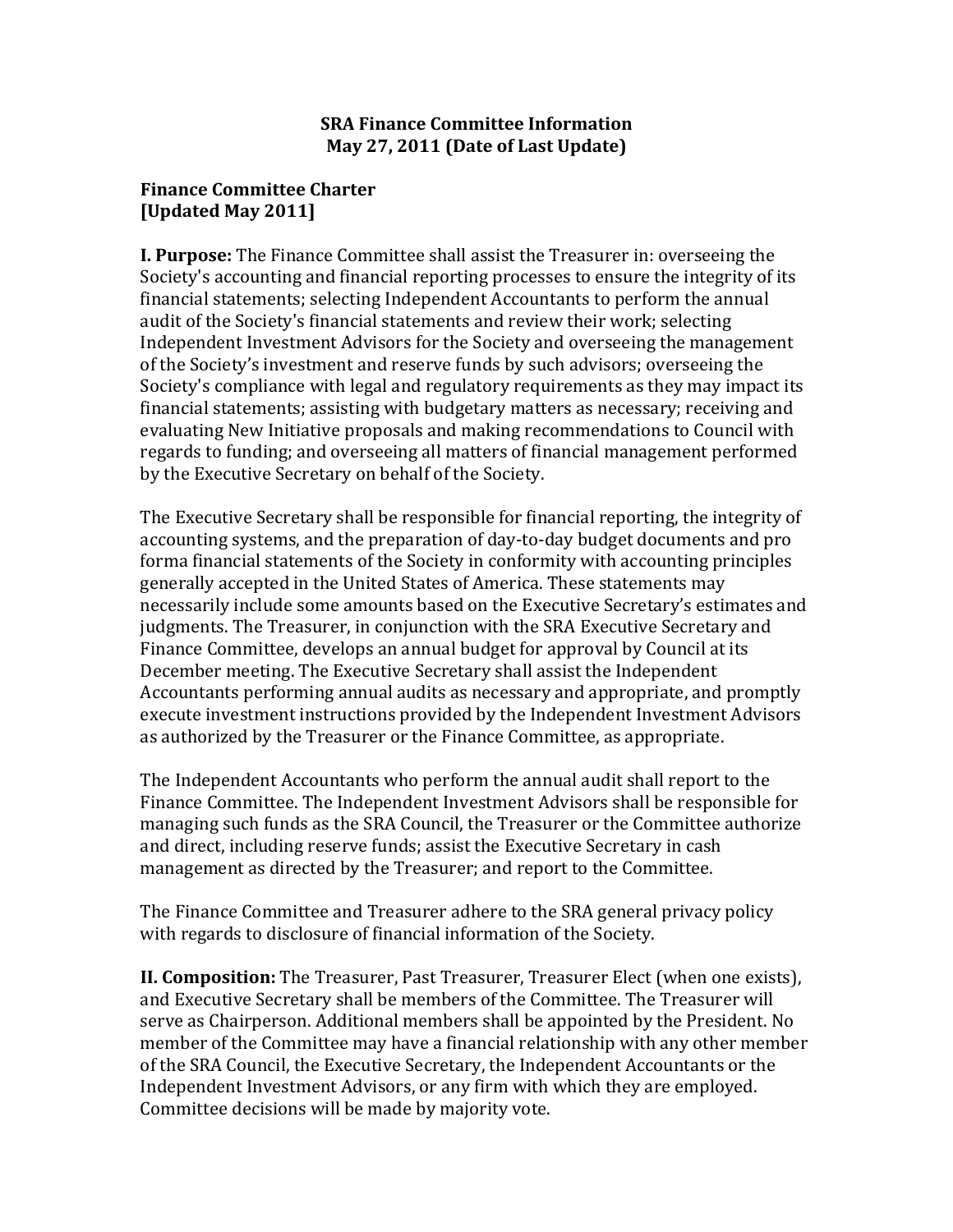# SRA Finance Committee Information
## May 27, 2011 (Date of Last Update)

## Finance Committee Charter
**[Updated May 2011]**

**I. Purpose:** The Finance Committee shall assist the Treasurer in: overseeing the Society's accounting and financial reporting processes to ensure the integrity of its financial statements; selecting Independent Accountants to perform the annual audit of the Society's financial statements and review their work; selecting Independent Investment Advisors for the Society and overseeing the management of the Society's investment and reserve funds by such advisors; overseeing the Society's compliance with legal and regulatory requirements as they may impact its financial statements; assisting with budgetary matters as necessary; receiving and evaluating New Initiative proposals and making recommendations to Council with regards to funding; and overseeing all matters of financial management performed by the Executive Secretary on behalf of the Society.

The Executive Secretary shall be responsible for financial reporting, the integrity of accounting systems, and the preparation of day-to-day budget documents and pro forma financial statements of the Society in conformity with accounting principles generally accepted in the United States of America. These statements may necessarily include some amounts based on the Executive Secretary's estimates and judgments. The Treasurer, in conjunction with the SRA Executive Secretary and Finance Committee, develops an annual budget for approval by Council at its December meeting. The Executive Secretary shall assist the Independent Accountants performing annual audits as necessary and appropriate, and promptly execute investment instructions provided by the Independent Investment Advisors as authorized by the Treasurer or the Finance Committee, as appropriate.

The Independent Accountants who perform the annual audit shall report to the Finance Committee. The Independent Investment Advisors shall be responsible for managing such funds as the SRA Council, the Treasurer or the Committee authorize and direct, including reserve funds; assist the Executive Secretary in cash management as directed by the Treasurer; and report to the Committee.

The Finance Committee and Treasurer adhere to the SRA general privacy policy with regards to disclosure of financial information of the Society.

**II. Composition:** The Treasurer, Past Treasurer, Treasurer Elect (when one exists), and Executive Secretary shall be members of the Committee. The Treasurer will serve as Chairperson. Additional members shall be appointed by the President. No member of the Committee may have a financial relationship with any other member of the SRA Council, the Executive Secretary, the Independent Accountants or the Independent Investment Advisors, or any firm with which they are employed. Committee decisions will be made by majority vote.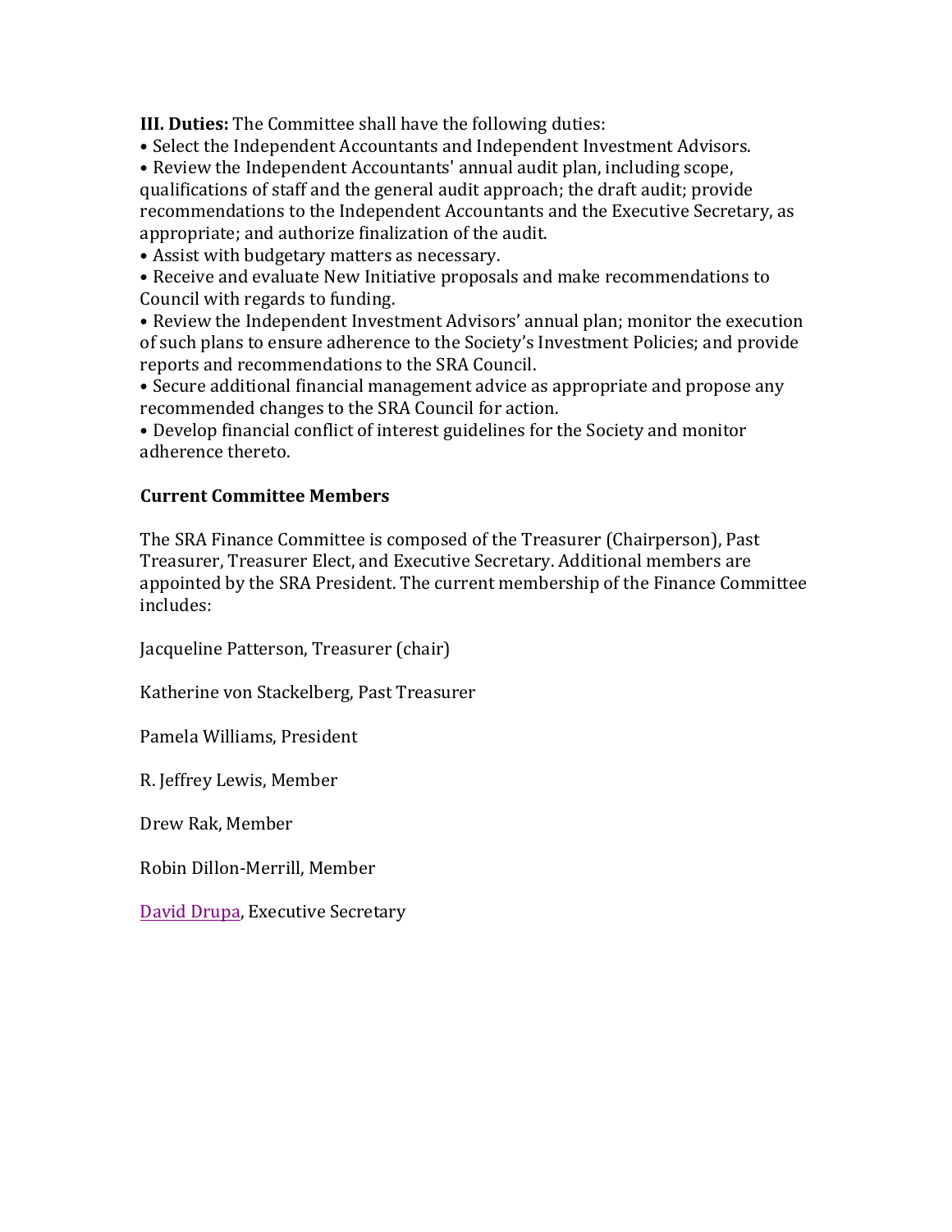**III. Duties:** The Committee shall have the following duties:

- Select the Independent Accountants and Independent Investment Advisors.
- Review the Independent Accountants' annual audit plan, including scope, qualifications of staff and the general audit approach; the draft audit; provide recommendations to the Independent Accountants and the Executive Secretary, as appropriate; and authorize finalization of the audit.
- Assist with budgetary matters as necessary.
- Receive and evaluate New Initiative proposals and make recommendations to Council with regards to funding.
- Review the Independent Investment Advisors' annual plan; monitor the execution of such plans to ensure adherence to the Society's Investment Policies; and provide reports and recommendations to the SRA Council.
- Secure additional financial management advice as appropriate and propose any recommended changes to the SRA Council for action.
- Develop financial conflict of interest guidelines for the Society and monitor adherence thereto.

**Current Committee Members**

The SRA Finance Committee is composed of the Treasurer (Chairperson), Past Treasurer, Treasurer Elect, and Executive Secretary. Additional members are appointed by the SRA President. The current membership of the Finance Committee includes:

Jacqueline Patterson, Treasurer (chair)

Katherine von Stackelberg, Past Treasurer

Pamela Williams, President

R. Jeffrey Lewis, Member

Drew Rak, Member

Robin Dillon-Merrill, Member

David Drupa, Executive Secretary